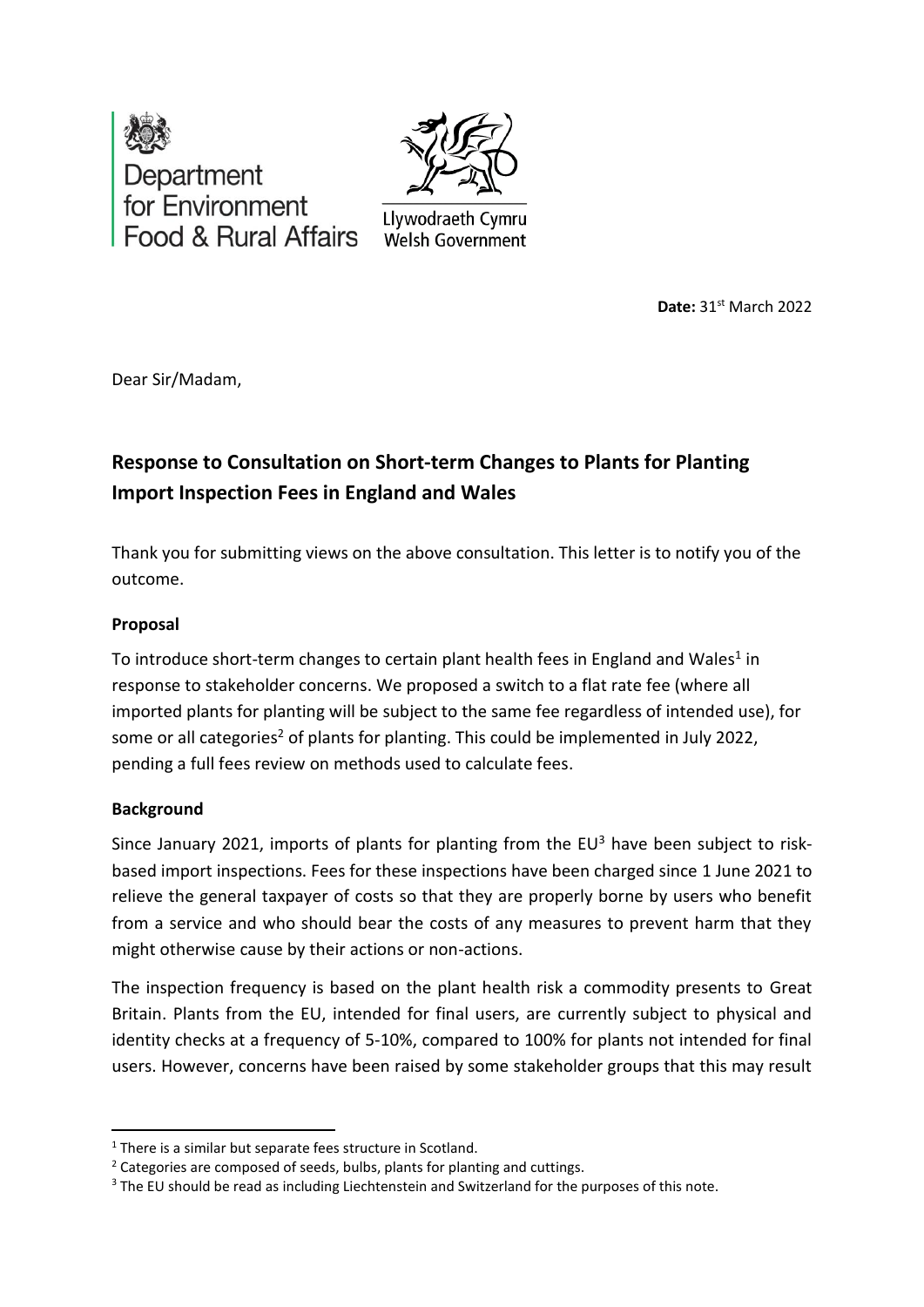Department for Environment Food & Rural Affairs

Llywodraeth Cymru
Welsh Government

**Date:** 31st March 2022

Dear Sir/Madam,

## Response to Consultation on Short-term Changes to Plants for Planting Import Inspection Fees in England and Wales

Thank you for submitting views on the above consultation. This letter is to notify you of the outcome.

### Proposal

To introduce short-term changes to certain plant health fees in England and Wales[1] in response to stakeholder concerns. We proposed a switch to a flat rate fee (where all imported plants for planting will be subject to the same fee regardless of intended use), for some or all categories[2] of plants for planting. This could be implemented in July 2022, pending a full fees review on methods used to calculate fees.

### Background

Since January 2021, imports of plants for planting from the EU[3] have been subject to risk-based import inspections. Fees for these inspections have been charged since 1 June 2021 to relieve the general taxpayer of costs so that they are properly borne by users who benefit from a service and who should bear the costs of any measures to prevent harm that they might otherwise cause by their actions or non-actions.

The inspection frequency is based on the plant health risk a commodity presents to Great Britain. Plants from the EU, intended for final users, are currently subject to physical and identity checks at a frequency of 5-10%, compared to 100% for plants not intended for final users. However, concerns have been raised by some stakeholder groups that this may result

[1] There is a similar but separate fees structure in Scotland.

[2] Categories are composed of seeds, bulbs, plants for planting and cuttings.

[3] The EU should be read as including Liechtenstein and Switzerland for the purposes of this note.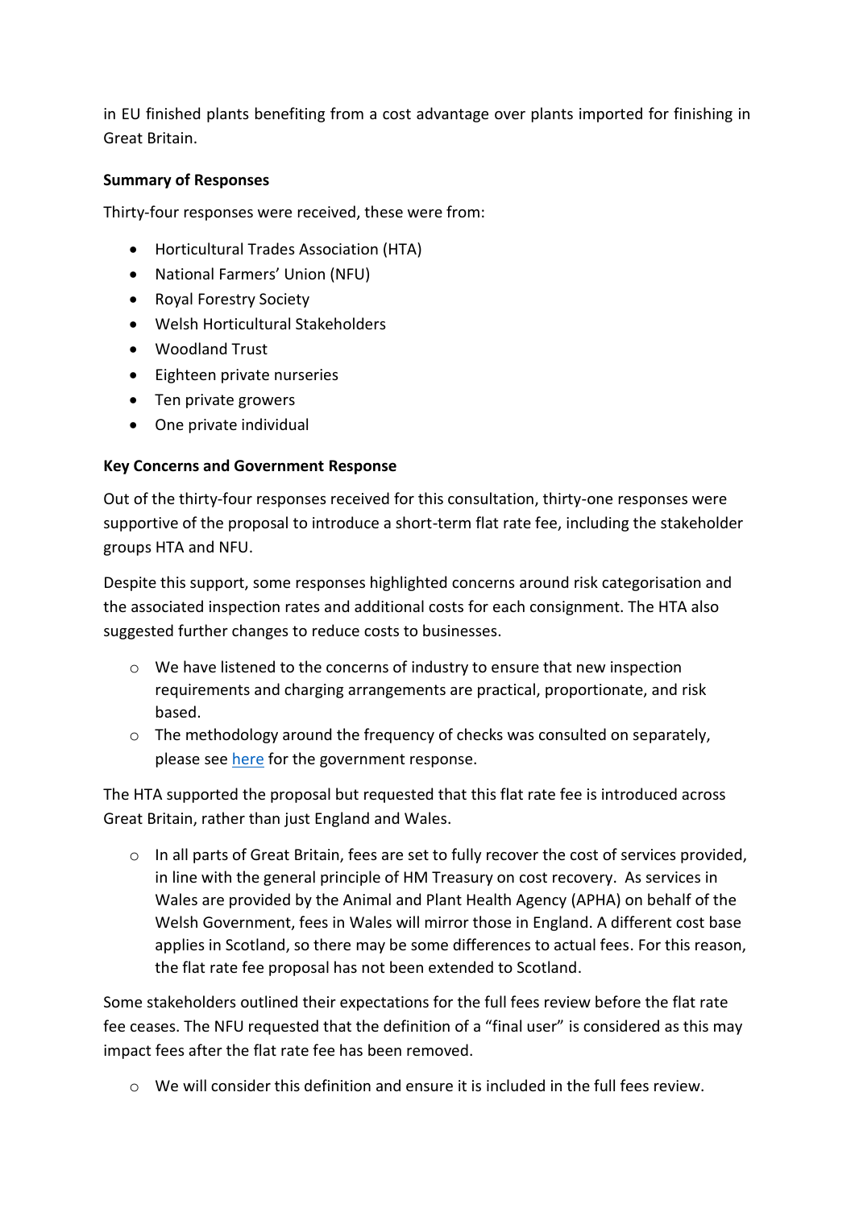in EU finished plants benefiting from a cost advantage over plants imported for finishing in Great Britain.

**Summary of Responses**

Thirty-four responses were received, these were from:

- Horticultural Trades Association (HTA)
- National Farmers' Union (NFU)
- Royal Forestry Society
- Welsh Horticultural Stakeholders
- Woodland Trust
- Eighteen private nurseries
- Ten private growers
- One private individual

**Key Concerns and Government Response**

Out of the thirty-four responses received for this consultation, thirty-one responses were supportive of the proposal to introduce a short-term flat rate fee, including the stakeholder groups HTA and NFU.

Despite this support, some responses highlighted concerns around risk categorisation and the associated inspection rates and additional costs for each consignment. The HTA also suggested further changes to reduce costs to businesses.

- We have listened to the concerns of industry to ensure that new inspection requirements and charging arrangements are practical, proportionate, and risk based.
- The methodology around the frequency of checks was consulted on separately, please see here for the government response.

The HTA supported the proposal but requested that this flat rate fee is introduced across Great Britain, rather than just England and Wales.

- In all parts of Great Britain, fees are set to fully recover the cost of services provided, in line with the general principle of HM Treasury on cost recovery. As services in Wales are provided by the Animal and Plant Health Agency (APHA) on behalf of the Welsh Government, fees in Wales will mirror those in England. A different cost base applies in Scotland, so there may be some differences to actual fees. For this reason, the flat rate fee proposal has not been extended to Scotland.

Some stakeholders outlined their expectations for the full fees review before the flat rate fee ceases. The NFU requested that the definition of a "final user" is considered as this may impact fees after the flat rate fee has been removed.

- We will consider this definition and ensure it is included in the full fees review.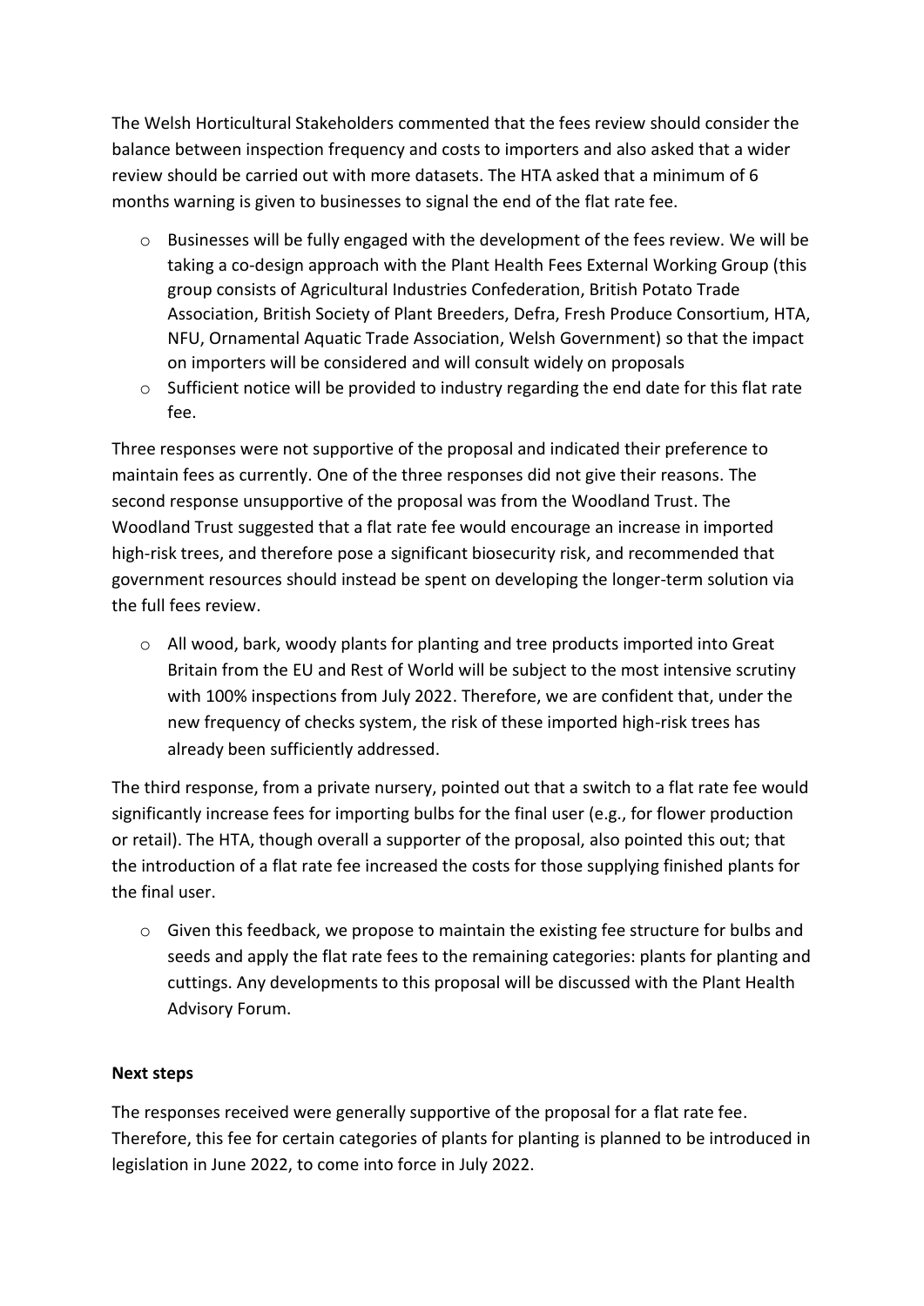The Welsh Horticultural Stakeholders commented that the fees review should consider the balance between inspection frequency and costs to importers and also asked that a wider review should be carried out with more datasets. The HTA asked that a minimum of 6 months warning is given to businesses to signal the end of the flat rate fee.

- Businesses will be fully engaged with the development of the fees review. We will be taking a co-design approach with the Plant Health Fees External Working Group (this group consists of Agricultural Industries Confederation, British Potato Trade Association, British Society of Plant Breeders, Defra, Fresh Produce Consortium, HTA, NFU, Ornamental Aquatic Trade Association, Welsh Government) so that the impact on importers will be considered and will consult widely on proposals
- Sufficient notice will be provided to industry regarding the end date for this flat rate fee.

Three responses were not supportive of the proposal and indicated their preference to maintain fees as currently. One of the three responses did not give their reasons. The second response unsupportive of the proposal was from the Woodland Trust. The Woodland Trust suggested that a flat rate fee would encourage an increase in imported high-risk trees, and therefore pose a significant biosecurity risk, and recommended that government resources should instead be spent on developing the longer-term solution via the full fees review.

- All wood, bark, woody plants for planting and tree products imported into Great Britain from the EU and Rest of World will be subject to the most intensive scrutiny with 100% inspections from July 2022. Therefore, we are confident that, under the new frequency of checks system, the risk of these imported high-risk trees has already been sufficiently addressed.

The third response, from a private nursery, pointed out that a switch to a flat rate fee would significantly increase fees for importing bulbs for the final user (e.g., for flower production or retail). The HTA, though overall a supporter of the proposal, also pointed this out; that the introduction of a flat rate fee increased the costs for those supplying finished plants for the final user.

- Given this feedback, we propose to maintain the existing fee structure for bulbs and seeds and apply the flat rate fees to the remaining categories: plants for planting and cuttings. Any developments to this proposal will be discussed with the Plant Health Advisory Forum.

**Next steps**

The responses received were generally supportive of the proposal for a flat rate fee. Therefore, this fee for certain categories of plants for planting is planned to be introduced in legislation in June 2022, to come into force in July 2022.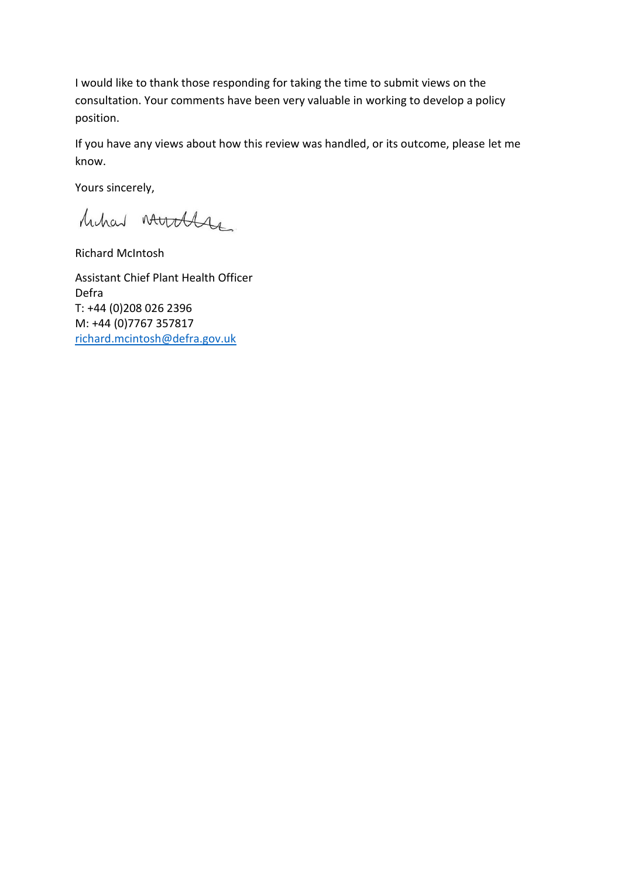I would like to thank those responding for taking the time to submit views on the consultation. Your comments have been very valuable in working to develop a policy position.

If you have any views about how this review was handled, or its outcome, please let me know.

Yours sincerely,

Richard McIntosh

Assistant Chief Plant Health Officer
Defra
T: +44 (0)208 026 2396
M: +44 (0)7767 357817
richard.mcintosh@defra.gov.uk